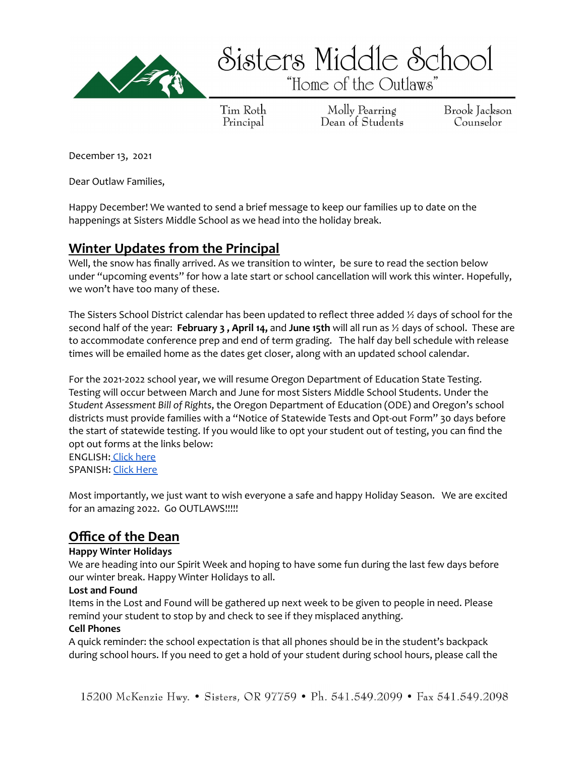# Sisters Middle School

"Home of the Outlaws"

Tim Roth
Principal

Molly Pearring
Dean of Students

Brook Jackson
Counselor

December 13, 2021

Dear Outlaw Families,

Happy December! We wanted to send a brief message to keep our families up to date on the happenings at Sisters Middle School as we head into the holiday break.

## Winter Updates from the Principal

Well, the snow has finally arrived. As we transition to winter, be sure to read the section below under "upcoming events" for how a late start or school cancellation will work this winter. Hopefully, we won't have too many of these.

The Sisters School District calendar has been updated to reflect three added ½ days of school for the second half of the year: **February 3 , April 14,** and **June 15th** will all run as ½ days of school. These are to accommodate conference prep and end of term grading. The half day bell schedule with release times will be emailed home as the dates get closer, along with an updated school calendar.

For the 2021-2022 school year, we will resume Oregon Department of Education State Testing. Testing will occur between March and June for most Sisters Middle School Students. Under the *Student Assessment Bill of Rights*, the Oregon Department of Education (ODE) and Oregon's school districts must provide families with a "Notice of Statewide Tests and Opt-out Form" 30 days before the start of statewide testing. If you would like to opt your student out of testing, you can find the opt out forms at the links below:
ENGLISH: Click here
SPANISH: Click Here

Most importantly, we just want to wish everyone a safe and happy Holiday Season. We are excited for an amazing 2022. Go OUTLAWS!!!!!

## Office of the Dean

**Happy Winter Holidays**
We are heading into our Spirit Week and hoping to have some fun during the last few days before our winter break. Happy Winter Holidays to all.

**Lost and Found**
Items in the Lost and Found will be gathered up next week to be given to people in need. Please remind your student to stop by and check to see if they misplaced anything.

**Cell Phones**
A quick reminder: the school expectation is that all phones should be in the student's backpack during school hours. If you need to get a hold of your student during school hours, please call the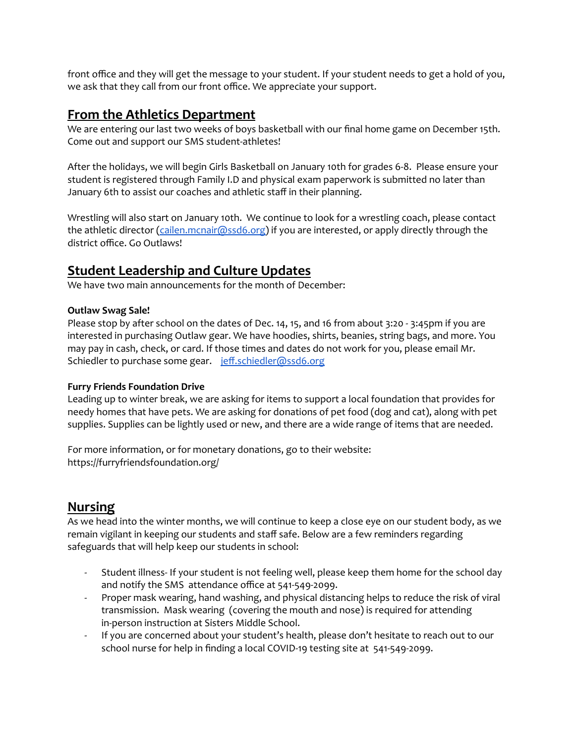front office and they will get the message to your student. If your student needs to get a hold of you, we ask that they call from our front office. We appreciate your support.

## From the Athletics Department

We are entering our last two weeks of boys basketball with our final home game on December 15th. Come out and support our SMS student-athletes!

After the holidays, we will begin Girls Basketball on January 10th for grades 6-8. Please ensure your student is registered through Family I.D and physical exam paperwork is submitted no later than January 6th to assist our coaches and athletic staff in their planning.

Wrestling will also start on January 10th. We continue to look for a wrestling coach, please contact the athletic director (cailen.mcnair@ssd6.org) if you are interested, or apply directly through the district office. Go Outlaws!

## Student Leadership and Culture Updates

We have two main announcements for the month of December:

**Outlaw Swag Sale!**

Please stop by after school on the dates of Dec. 14, 15, and 16 from about 3:20 - 3:45pm if you are interested in purchasing Outlaw gear. We have hoodies, shirts, beanies, string bags, and more. You may pay in cash, check, or card. If those times and dates do not work for you, please email Mr. Schiedler to purchase some gear. jeff.schiedler@ssd6.org

**Furry Friends Foundation Drive**

Leading up to winter break, we are asking for items to support a local foundation that provides for needy homes that have pets. We are asking for donations of pet food (dog and cat), along with pet supplies. Supplies can be lightly used or new, and there are a wide range of items that are needed.

For more information, or for monetary donations, go to their website: https://furryfriendsfoundation.org/

## Nursing

As we head into the winter months, we will continue to keep a close eye on our student body, as we remain vigilant in keeping our students and staff safe. Below are a few reminders regarding safeguards that will help keep our students in school:

- Student illness- If your student is not feeling well, please keep them home for the school day and notify the SMS attendance office at 541-549-2099.
- Proper mask wearing, hand washing, and physical distancing helps to reduce the risk of viral transmission. Mask wearing (covering the mouth and nose) is required for attending in-person instruction at Sisters Middle School.
- If you are concerned about your student's health, please don't hesitate to reach out to our school nurse for help in finding a local COVID-19 testing site at 541-549-2099.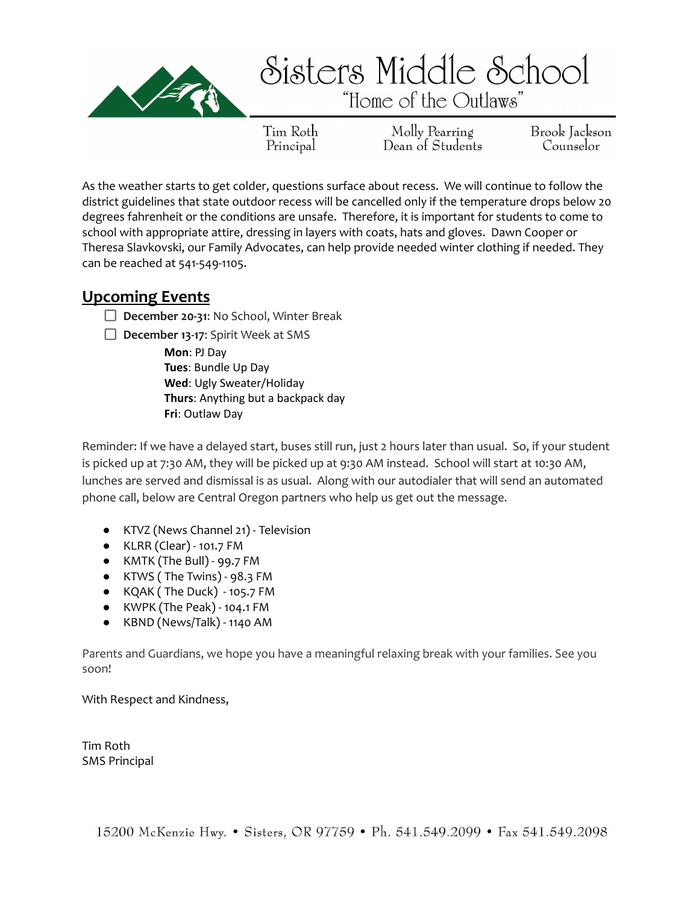# Sisters Middle School

"Home of the Outlaws"

| Tim Roth | Molly Pearring | Brook Jackson |
| --- | --- | --- |
| Principal | Dean of Students | Counselor |

As the weather starts to get colder, questions surface about recess. We will continue to follow the district guidelines that state outdoor recess will be cancelled only if the temperature drops below 20 degrees fahrenheit or the conditions are unsafe. Therefore, it is important for students to come to school with appropriate attire, dressing in layers with coats, hats and gloves. Dawn Cooper or Theresa Slavkovski, our Family Advocates, can help provide needed winter clothing if needed. They can be reached at 541-549-1105.

## Upcoming Events

- [ ] **December 20-31**: No School, Winter Break
- [ ] **December 13-17**: Spirit Week at SMS
  - **Mon**: PJ Day
  - **Tues**: Bundle Up Day
  - **Wed**: Ugly Sweater/Holiday
  - **Thurs**: Anything but a backpack day
  - **Fri**: Outlaw Day

Reminder: If we have a delayed start, buses still run, just 2 hours later than usual. So, if your student is picked up at 7:30 AM, they will be picked up at 9:30 AM instead. School will start at 10:30 AM, lunches are served and dismissal is as usual. Along with our autodialer that will send an automated phone call, below are Central Oregon partners who help us get out the message.

- KTVZ (News Channel 21) - Television
- KLRR (Clear) - 101.7 FM
- KMTK (The Bull) - 99.7 FM
- KTWS ( The Twins) - 98.3 FM
- KQAK ( The Duck) - 105.7 FM
- KWPK (The Peak) - 104.1 FM
- KBND (News/Talk) - 1140 AM

Parents and Guardians, we hope you have a meaningful relaxing break with your families. See you soon!

With Respect and Kindness,

Tim Roth
SMS Principal

15200 McKenzie Hwy. • Sisters, OR 97759 • Ph. 541.549.2099 • Fax 541.549.2098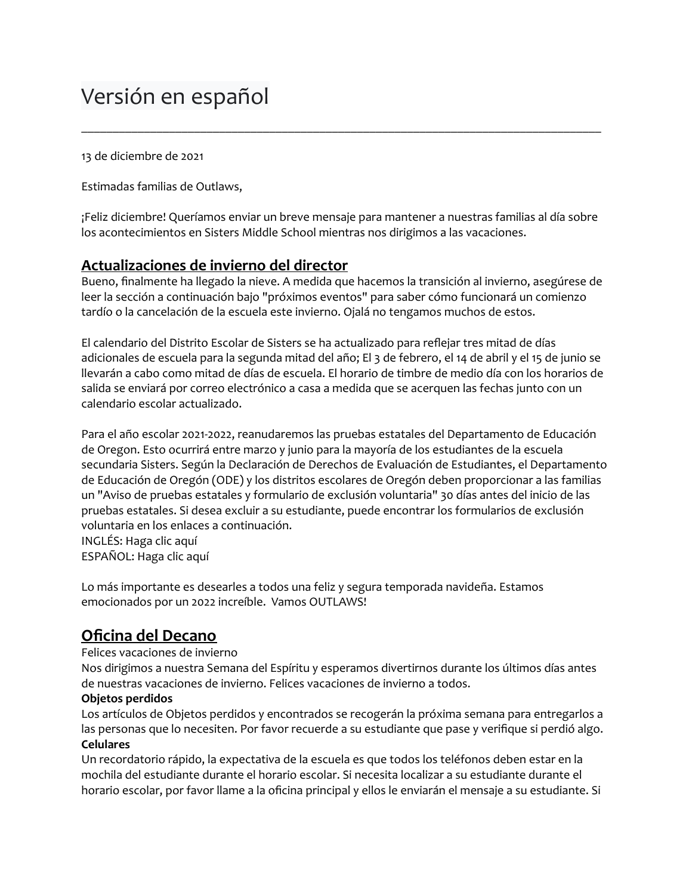# Versión en español

---

13 de diciembre de 2021

Estimadas familias de Outlaws,

¡Feliz diciembre! Queríamos enviar un breve mensaje para mantener a nuestras familias al día sobre los acontecimientos en Sisters Middle School mientras nos dirigimos a las vacaciones.

## Actualizaciones de invierno del director

Bueno, finalmente ha llegado la nieve. A medida que hacemos la transición al invierno, asegúrese de leer la sección a continuación bajo "próximos eventos" para saber cómo funcionará un comienzo tardío o la cancelación de la escuela este invierno. Ojalá no tengamos muchos de estos.

El calendario del Distrito Escolar de Sisters se ha actualizado para reflejar tres mitad de días adicionales de escuela para la segunda mitad del año; El 3 de febrero, el 14 de abril y el 15 de junio se llevarán a cabo como mitad de días de escuela. El horario de timbre de medio día con los horarios de salida se enviará por correo electrónico a casa a medida que se acerquen las fechas junto con un calendario escolar actualizado.

Para el año escolar 2021-2022, reanudaremos las pruebas estatales del Departamento de Educación de Oregon. Esto ocurrirá entre marzo y junio para la mayoría de los estudiantes de la escuela secundaria Sisters. Según la Declaración de Derechos de Evaluación de Estudiantes, el Departamento de Educación de Oregón (ODE) y los distritos escolares de Oregón deben proporcionar a las familias un "Aviso de pruebas estatales y formulario de exclusión voluntaria" 30 días antes del inicio de las pruebas estatales. Si desea excluir a su estudiante, puede encontrar los formularios de exclusión voluntaria en los enlaces a continuación.
INGLÉS: Haga clic aquí
ESPAÑOL: Haga clic aquí

Lo más importante es desearles a todos una feliz y segura temporada navideña. Estamos emocionados por un 2022 increíble. Vamos OUTLAWS!

## Oficina del Decano

Felices vacaciones de invierno
Nos dirigimos a nuestra Semana del Espíritu y esperamos divertirnos durante los últimos días antes de nuestras vacaciones de invierno. Felices vacaciones de invierno a todos.

**Objetos perdidos**
Los artículos de Objetos perdidos y encontrados se recogerán la próxima semana para entregarlos a las personas que lo necesiten. Por favor recuerde a su estudiante que pase y verifique si perdió algo.

**Celulares**
Un recordatorio rápido, la expectativa de la escuela es que todos los teléfonos deben estar en la mochila del estudiante durante el horario escolar. Si necesita localizar a su estudiante durante el horario escolar, por favor llame a la oficina principal y ellos le enviarán el mensaje a su estudiante. Si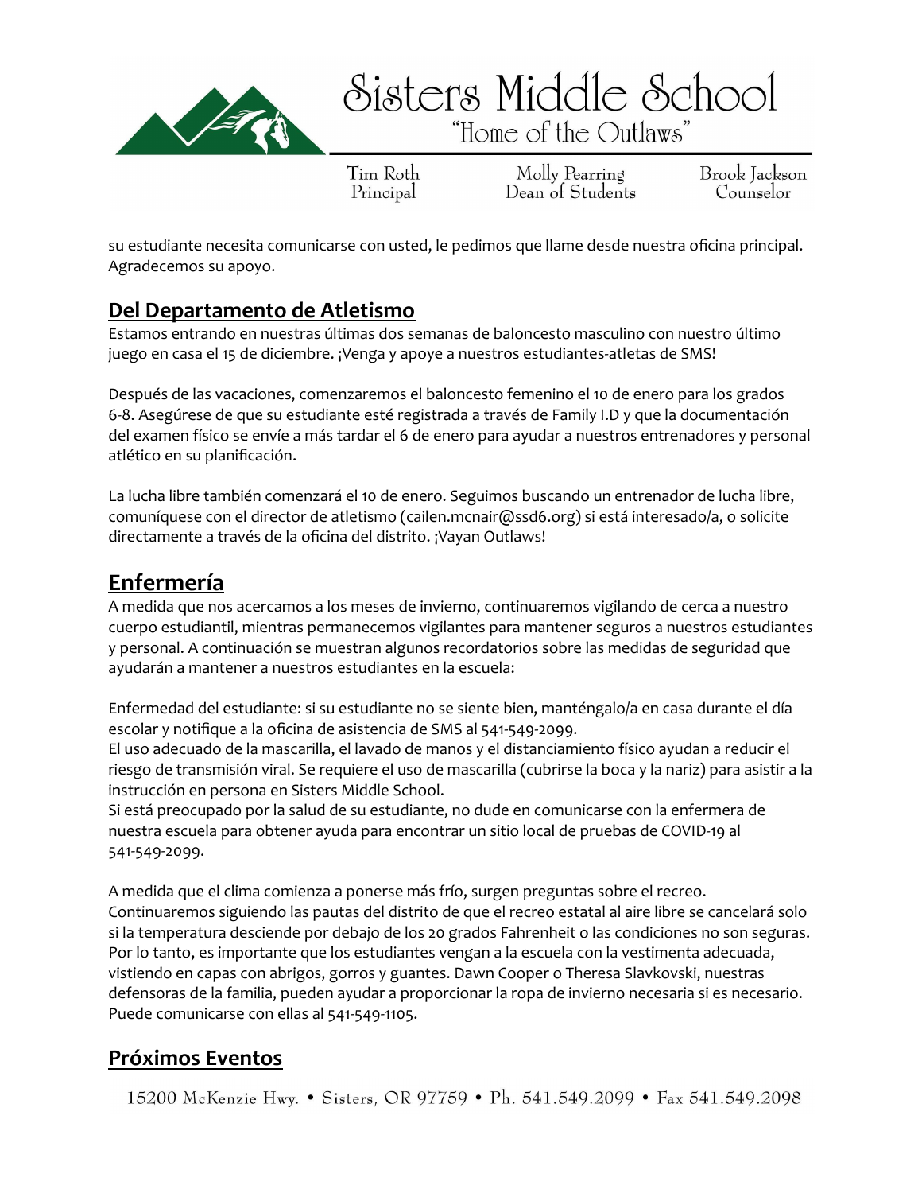su estudiante necesita comunicarse con usted, le pedimos que llame desde nuestra oficina principal. Agradecemos su apoyo.

## Del Departamento de Atletismo

Estamos entrando en nuestras últimas dos semanas de baloncesto masculino con nuestro último juego en casa el 15 de diciembre. ¡Venga y apoye a nuestros estudiantes-atletas de SMS!

Después de las vacaciones, comenzaremos el baloncesto femenino el 10 de enero para los grados 6-8. Asegúrese de que su estudiante esté registrada a través de Family I.D y que la documentación del examen físico se envíe a más tardar el 6 de enero para ayudar a nuestros entrenadores y personal atlético en su planificación.

La lucha libre también comenzará el 10 de enero. Seguimos buscando un entrenador de lucha libre, comuníquese con el director de atletismo (cailen.mcnair@ssd6.org) si está interesado/a, o solicite directamente a través de la oficina del distrito. ¡Vayan Outlaws!

## Enfermería

A medida que nos acercamos a los meses de invierno, continuaremos vigilando de cerca a nuestro cuerpo estudiantil, mientras permanecemos vigilantes para mantener seguros a nuestros estudiantes y personal. A continuación se muestran algunos recordatorios sobre las medidas de seguridad que ayudarán a mantener a nuestros estudiantes en la escuela:

Enfermedad del estudiante: si su estudiante no se siente bien, manténgalo/a en casa durante el día escolar y notifique a la oficina de asistencia de SMS al 541-549-2099.
El uso adecuado de la mascarilla, el lavado de manos y el distanciamiento físico ayudan a reducir el riesgo de transmisión viral. Se requiere el uso de mascarilla (cubrirse la boca y la nariz) para asistir a la instrucción en persona en Sisters Middle School.
Si está preocupado por la salud de su estudiante, no dude en comunicarse con la enfermera de nuestra escuela para obtener ayuda para encontrar un sitio local de pruebas de COVID-19 al 541-549-2099.

A medida que el clima comienza a ponerse más frío, surgen preguntas sobre el recreo. Continuaremos siguiendo las pautas del distrito de que el recreo estatal al aire libre se cancelará solo si la temperatura desciende por debajo de los 20 grados Fahrenheit o las condiciones no son seguras. Por lo tanto, es importante que los estudiantes vengan a la escuela con la vestimenta adecuada, vistiendo en capas con abrigos, gorros y guantes. Dawn Cooper o Theresa Slavkovski, nuestras defensoras de la familia, pueden ayudar a proporcionar la ropa de invierno necesaria si es necesario. Puede comunicarse con ellas al 541-549-1105.

## Próximos Eventos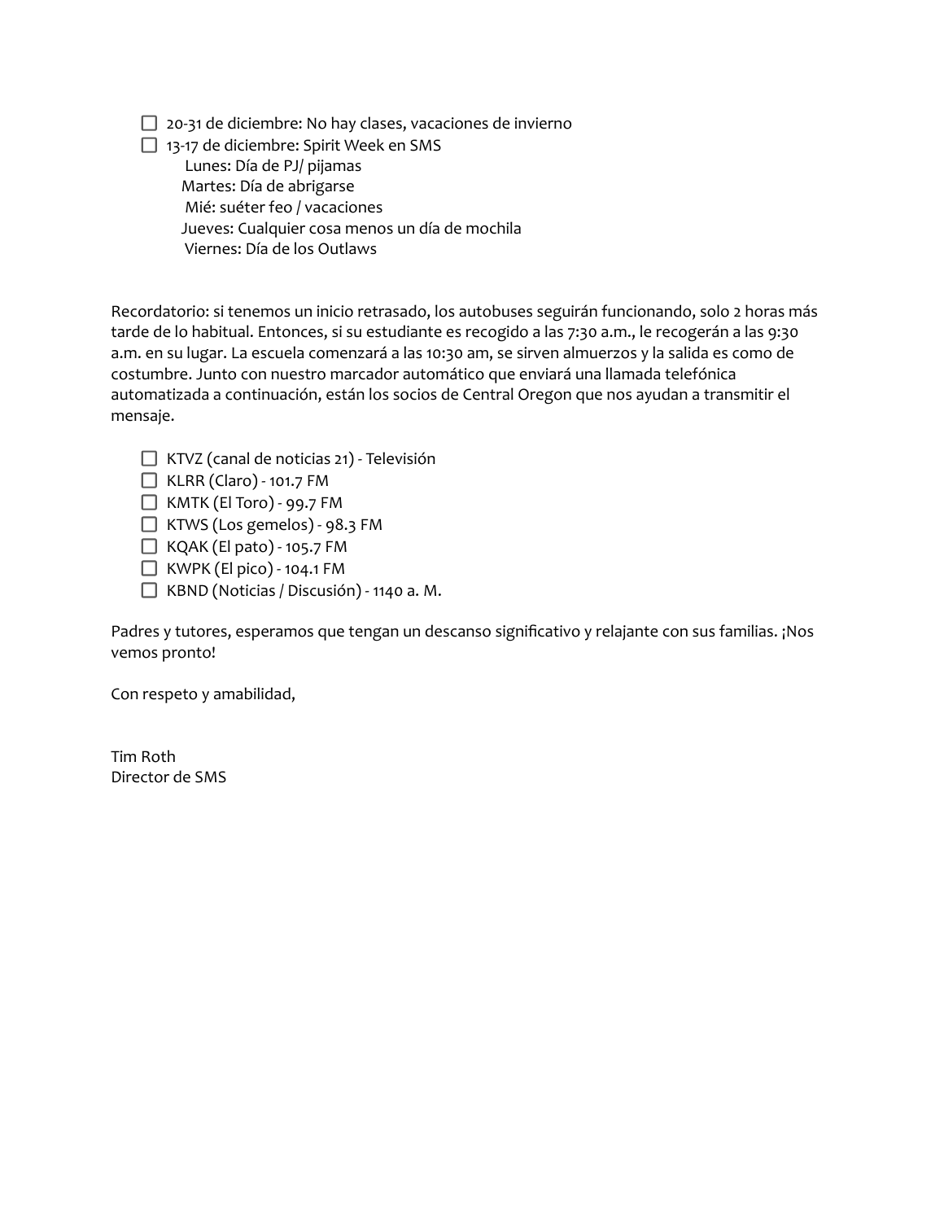- [ ] 20-31 de diciembre: No hay clases, vacaciones de invierno
- [ ] 13-17 de diciembre: Spirit Week en SMS
  Lunes: Día de PJ/ pijamas
  Martes: Día de abrigarse
  Mié: suéter feo / vacaciones
  Jueves: Cualquier cosa menos un día de mochila
  Viernes: Día de los Outlaws

Recordatorio: si tenemos un inicio retrasado, los autobuses seguirán funcionando, solo 2 horas más tarde de lo habitual. Entonces, si su estudiante es recogido a las 7:30 a.m., le recogerán a las 9:30 a.m. en su lugar. La escuela comenzará a las 10:30 am, se sirven almuerzos y la salida es como de costumbre. Junto con nuestro marcador automático que enviará una llamada telefónica automatizada a continuación, están los socios de Central Oregon que nos ayudan a transmitir el mensaje.

- [ ] KTVZ (canal de noticias 21) - Televisión
- [ ] KLRR (Claro) - 101.7 FM
- [ ] KMTK (El Toro) - 99.7 FM
- [ ] KTWS (Los gemelos) - 98.3 FM
- [ ] KQAK (El pato) - 105.7 FM
- [ ] KWPK (El pico) - 104.1 FM
- [ ] KBND (Noticias / Discusión) - 1140 a. M.

Padres y tutores, esperamos que tengan un descanso significativo y relajante con sus familias. ¡Nos vemos pronto!

Con respeto y amabilidad,

Tim Roth
Director de SMS